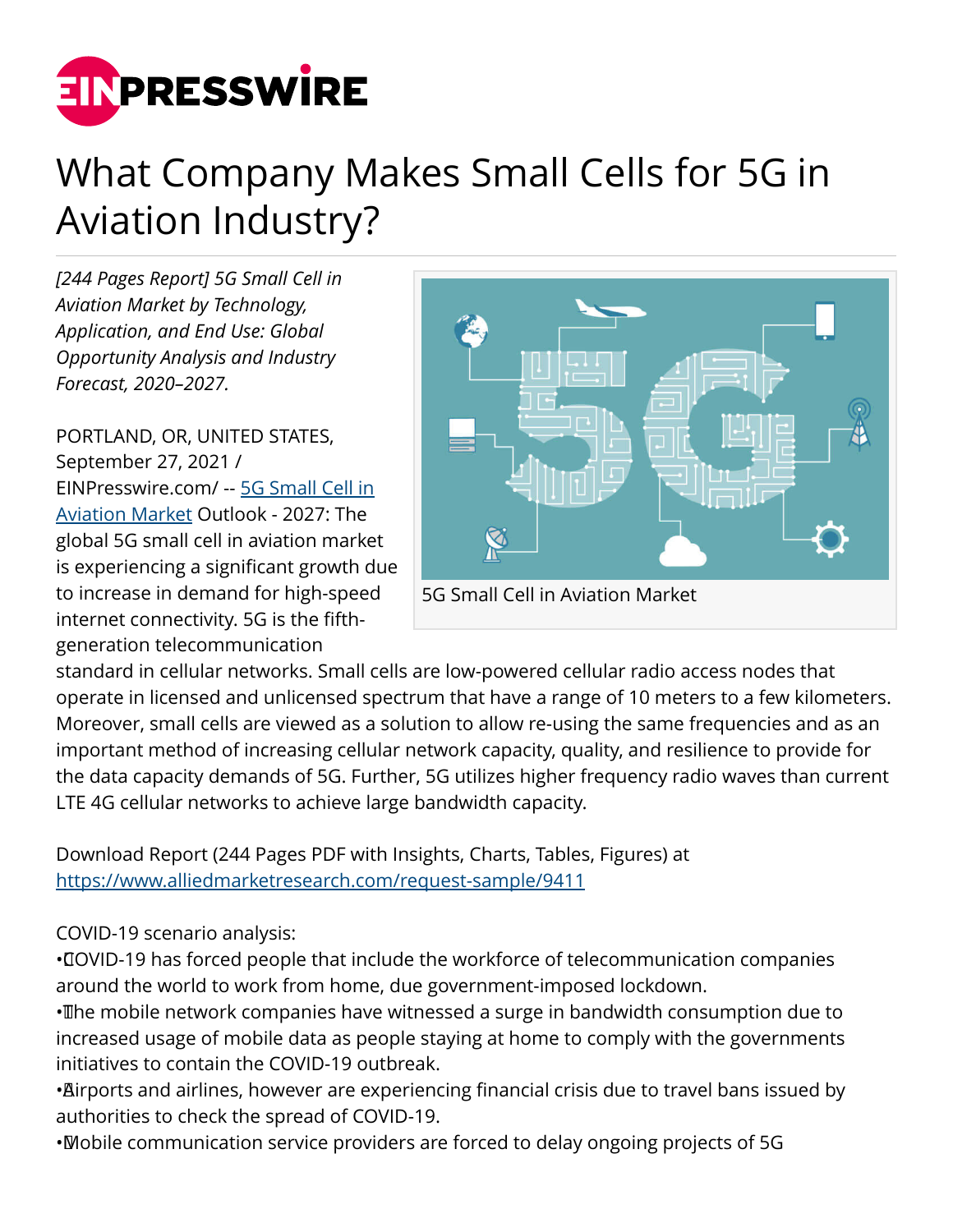# What Company Makes Small Cells for 5G in Aviation Industry?

*[244 Pages Report] 5G Small Cell in Aviation Market by Technology, Application, and End Use: Global Opportunity Analysis and Industry Forecast, 2020–2027.*

5G Small Cell in Aviation Market

PORTLAND, OR, UNITED STATES, September 27, 2021 / EINPresswire.com/ -- 5G Small Cell in Aviation Market Outlook - 2027: The global 5G small cell in aviation market is experiencing a significant growth due to increase in demand for high-speed internet connectivity. 5G is the fifth-generation telecommunication standard in cellular networks. Small cells are low-powered cellular radio access nodes that operate in licensed and unlicensed spectrum that have a range of 10 meters to a few kilometers. Moreover, small cells are viewed as a solution to allow re-using the same frequencies and as an important method of increasing cellular network capacity, quality, and resilience to provide for the data capacity demands of 5G. Further, 5G utilizes higher frequency radio waves than current LTE 4G cellular networks to achieve large bandwidth capacity.

Download Report (244 Pages PDF with Insights, Charts, Tables, Figures) at https://www.alliedmarketresearch.com/request-sample/9411

COVID-19 scenario analysis:

- COVID-19 has forced people that include the workforce of telecommunication companies around the world to work from home, due government-imposed lockdown.
- The mobile network companies have witnessed a surge in bandwidth consumption due to increased usage of mobile data as people staying at home to comply with the governments initiatives to contain the COVID-19 outbreak.
- Airports and airlines, however are experiencing financial crisis due to travel bans issued by authorities to check the spread of COVID-19.
- Mobile communication service providers are forced to delay ongoing projects of 5G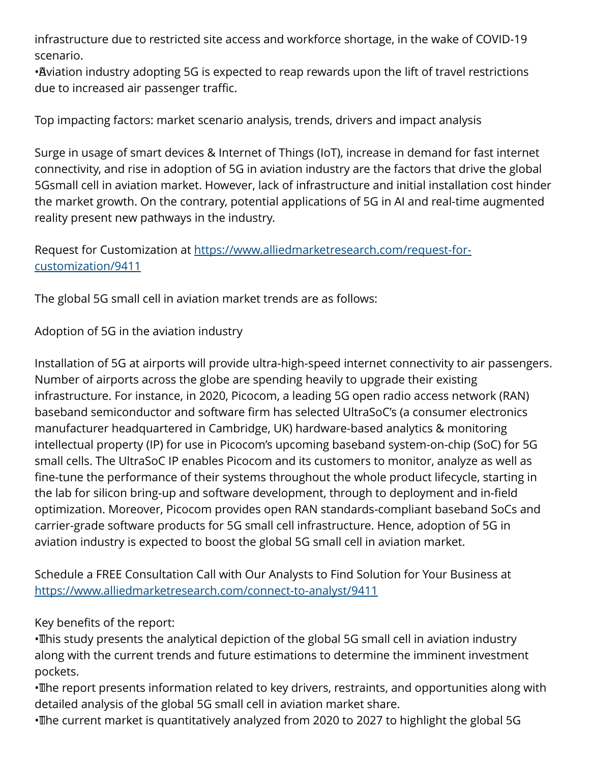infrastructure due to restricted site access and workforce shortage, in the wake of COVID-19 scenario.

- Aviation industry adopting 5G is expected to reap rewards upon the lift of travel restrictions due to increased air passenger traffic.

Top impacting factors: market scenario analysis, trends, drivers and impact analysis

Surge in usage of smart devices & Internet of Things (IoT), increase in demand for fast internet connectivity, and rise in adoption of 5G in aviation industry are the factors that drive the global 5Gsmall cell in aviation market. However, lack of infrastructure and initial installation cost hinder the market growth. On the contrary, potential applications of 5G in AI and real-time augmented reality present new pathways in the industry.

Request for Customization at [https://www.alliedmarketresearch.com/request-for-customization/9411](https://www.alliedmarketresearch.com/request-for-customization/9411)

The global 5G small cell in aviation market trends are as follows:

Adoption of 5G in the aviation industry

Installation of 5G at airports will provide ultra-high-speed internet connectivity to air passengers. Number of airports across the globe are spending heavily to upgrade their existing infrastructure. For instance, in 2020, Picocom, a leading 5G open radio access network (RAN) baseband semiconductor and software firm has selected UltraSoC's (a consumer electronics manufacturer headquartered in Cambridge, UK) hardware-based analytics & monitoring intellectual property (IP) for use in Picocom's upcoming baseband system-on-chip (SoC) for 5G small cells. The UltraSoC IP enables Picocom and its customers to monitor, analyze as well as fine-tune the performance of their systems throughout the whole product lifecycle, starting in the lab for silicon bring-up and software development, through to deployment and in-field optimization. Moreover, Picocom provides open RAN standards-compliant baseband SoCs and carrier-grade software products for 5G small cell infrastructure. Hence, adoption of 5G in aviation industry is expected to boost the global 5G small cell in aviation market.

Schedule a FREE Consultation Call with Our Analysts to Find Solution for Your Business at [https://www.alliedmarketresearch.com/connect-to-analyst/9411](https://www.alliedmarketresearch.com/connect-to-analyst/9411)

Key benefits of the report:

- This study presents the analytical depiction of the global 5G small cell in aviation industry along with the current trends and future estimations to determine the imminent investment pockets.
- The report presents information related to key drivers, restraints, and opportunities along with detailed analysis of the global 5G small cell in aviation market share.
- The current market is quantitatively analyzed from 2020 to 2027 to highlight the global 5G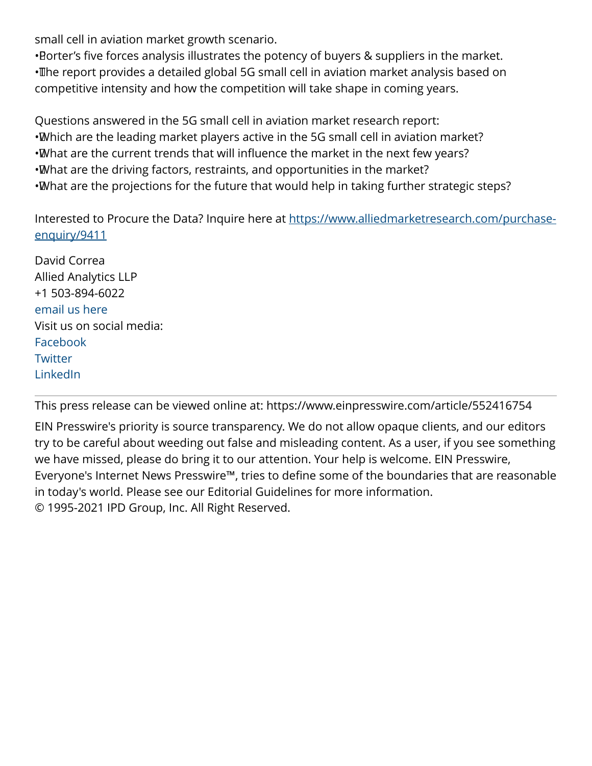small cell in aviation market growth scenario.
- Porter's five forces analysis illustrates the potency of buyers & suppliers in the market.
- The report provides a detailed global 5G small cell in aviation market analysis based on competitive intensity and how the competition will take shape in coming years.

Questions answered in the 5G small cell in aviation market research report:
- Which are the leading market players active in the 5G small cell in aviation market?
- What are the current trends that will influence the market in the next few years?
- What are the driving factors, restraints, and opportunities in the market?
- What are the projections for the future that would help in taking further strategic steps?

Interested to Procure the Data? Inquire here at https://www.alliedmarketresearch.com/purchase-enquiry/9411

David Correa
Allied Analytics LLP
+1 503-894-6022
email us here
Visit us on social media:
Facebook
Twitter
LinkedIn

---

This press release can be viewed online at: https://www.einpresswire.com/article/552416754

EIN Presswire's priority is source transparency. We do not allow opaque clients, and our editors try to be careful about weeding out false and misleading content. As a user, if you see something we have missed, please do bring it to our attention. Your help is welcome. EIN Presswire, Everyone's Internet News Presswire™, tries to define some of the boundaries that are reasonable in today's world. Please see our Editorial Guidelines for more information.
© 1995-2021 IPD Group, Inc. All Right Reserved.